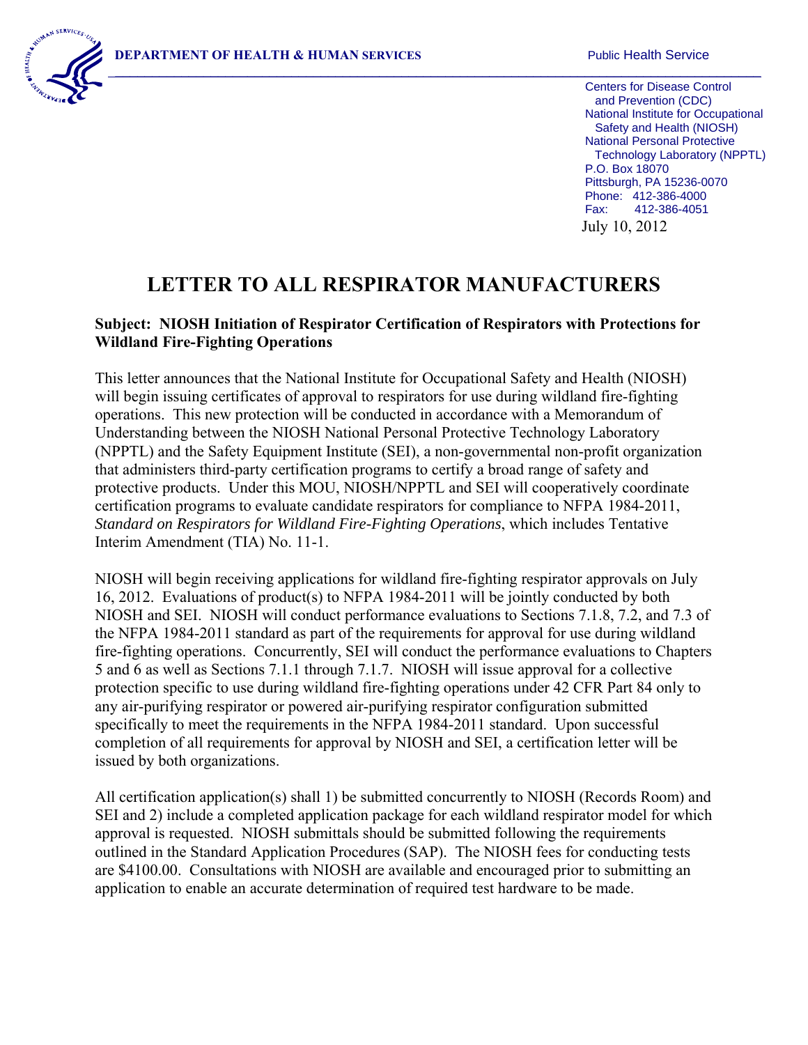**DEPARTMENT OF HEALTH & HUMAN SERVICES** Public Health Service

Centers for Disease Control and Prevention (CDC)
National Institute for Occupational Safety and Health (NIOSH)
National Personal Protective Technology Laboratory (NPPTL)
P.O. Box 18070
Pittsburgh, PA 15236-0070
Phone: 412-386-4000
Fax: 412-386-4051

July 10, 2012

# LETTER TO ALL RESPIRATOR MANUFACTURERS

**Subject: NIOSH Initiation of Respirator Certification of Respirators with Protections for Wildland Fire-Fighting Operations**

This letter announces that the National Institute for Occupational Safety and Health (NIOSH) will begin issuing certificates of approval to respirators for use during wildland fire-fighting operations. This new protection will be conducted in accordance with a Memorandum of Understanding between the NIOSH National Personal Protective Technology Laboratory (NPPTL) and the Safety Equipment Institute (SEI), a non-governmental non-profit organization that administers third-party certification programs to certify a broad range of safety and protective products. Under this MOU, NIOSH/NPPTL and SEI will cooperatively coordinate certification programs to evaluate candidate respirators for compliance to NFPA 1984-2011, *Standard on Respirators for Wildland Fire-Fighting Operations*, which includes Tentative Interim Amendment (TIA) No. 11-1.

NIOSH will begin receiving applications for wildland fire-fighting respirator approvals on July 16, 2012. Evaluations of product(s) to NFPA 1984-2011 will be jointly conducted by both NIOSH and SEI. NIOSH will conduct performance evaluations to Sections 7.1.8, 7.2, and 7.3 of the NFPA 1984-2011 standard as part of the requirements for approval for use during wildland fire-fighting operations. Concurrently, SEI will conduct the performance evaluations to Chapters 5 and 6 as well as Sections 7.1.1 through 7.1.7. NIOSH will issue approval for a collective protection specific to use during wildland fire-fighting operations under 42 CFR Part 84 only to any air-purifying respirator or powered air-purifying respirator configuration submitted specifically to meet the requirements in the NFPA 1984-2011 standard. Upon successful completion of all requirements for approval by NIOSH and SEI, a certification letter will be issued by both organizations.

All certification application(s) shall 1) be submitted concurrently to NIOSH (Records Room) and SEI and 2) include a completed application package for each wildland respirator model for which approval is requested. NIOSH submittals should be submitted following the requirements outlined in the Standard Application Procedures (SAP). The NIOSH fees for conducting tests are $4100.00. Consultations with NIOSH are available and encouraged prior to submitting an application to enable an accurate determination of required test hardware to be made.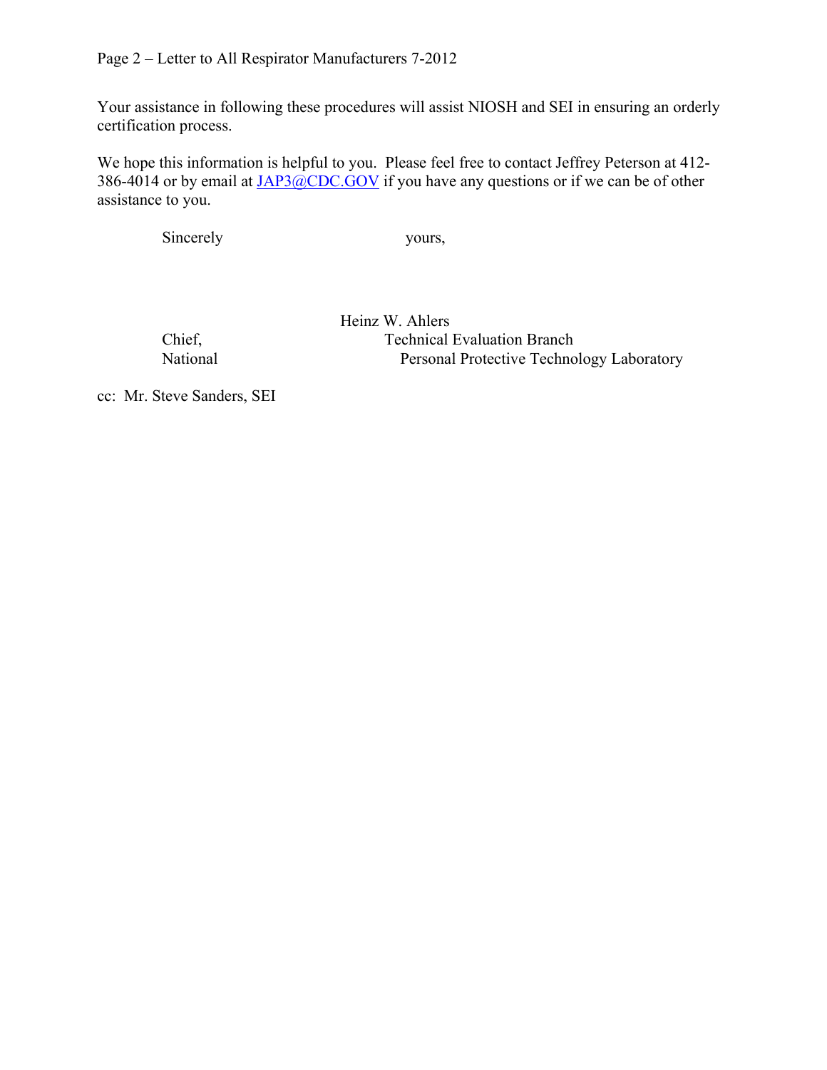Your assistance in following these procedures will assist NIOSH and SEI in ensuring an orderly certification process.

We hope this information is helpful to you. Please feel free to contact Jeffrey Peterson at 412-386-4014 or by email at JAP3@CDC.GOV if you have any questions or if we can be of other assistance to you.

Sincerely yours,

Heinz W. Ahlers
Chief, Technical Evaluation Branch
National Personal Protective Technology Laboratory

cc: Mr. Steve Sanders, SEI